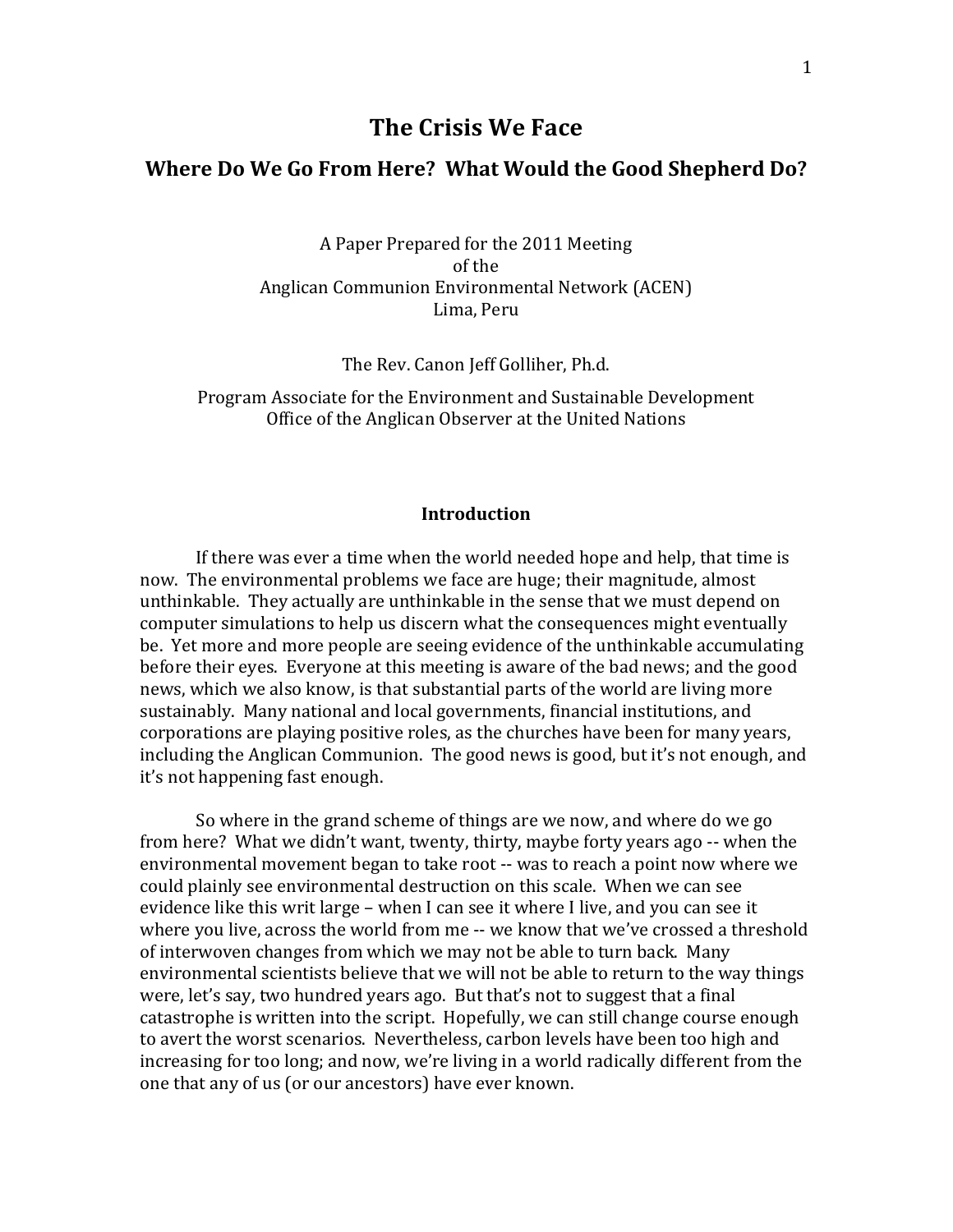# The Crisis We Face

## Where Do We Go From Here? What Would the Good Shepherd Do?

A Paper Prepared for the 2011 Meeting
of the
Anglican Communion Environmental Network (ACEN)
Lima, Peru

The Rev. Canon Jeff Golliher, Ph.d.

Program Associate for the Environment and Sustainable Development
Office of the Anglican Observer at the United Nations

### Introduction

If there was ever a time when the world needed hope and help, that time is now. The environmental problems we face are huge; their magnitude, almost unthinkable. They actually are unthinkable in the sense that we must depend on computer simulations to help us discern what the consequences might eventually be. Yet more and more people are seeing evidence of the unthinkable accumulating before their eyes. Everyone at this meeting is aware of the bad news; and the good news, which we also know, is that substantial parts of the world are living more sustainably. Many national and local governments, financial institutions, and corporations are playing positive roles, as the churches have been for many years, including the Anglican Communion. The good news is good, but it's not enough, and it's not happening fast enough.

So where in the grand scheme of things are we now, and where do we go from here? What we didn't want, twenty, thirty, maybe forty years ago -- when the environmental movement began to take root -- was to reach a point now where we could plainly see environmental destruction on this scale. When we can see evidence like this writ large – when I can see it where I live, and you can see it where you live, across the world from me -- we know that we've crossed a threshold of interwoven changes from which we may not be able to turn back. Many environmental scientists believe that we will not be able to return to the way things were, let's say, two hundred years ago. But that's not to suggest that a final catastrophe is written into the script. Hopefully, we can still change course enough to avert the worst scenarios. Nevertheless, carbon levels have been too high and increasing for too long; and now, we're living in a world radically different from the one that any of us (or our ancestors) have ever known.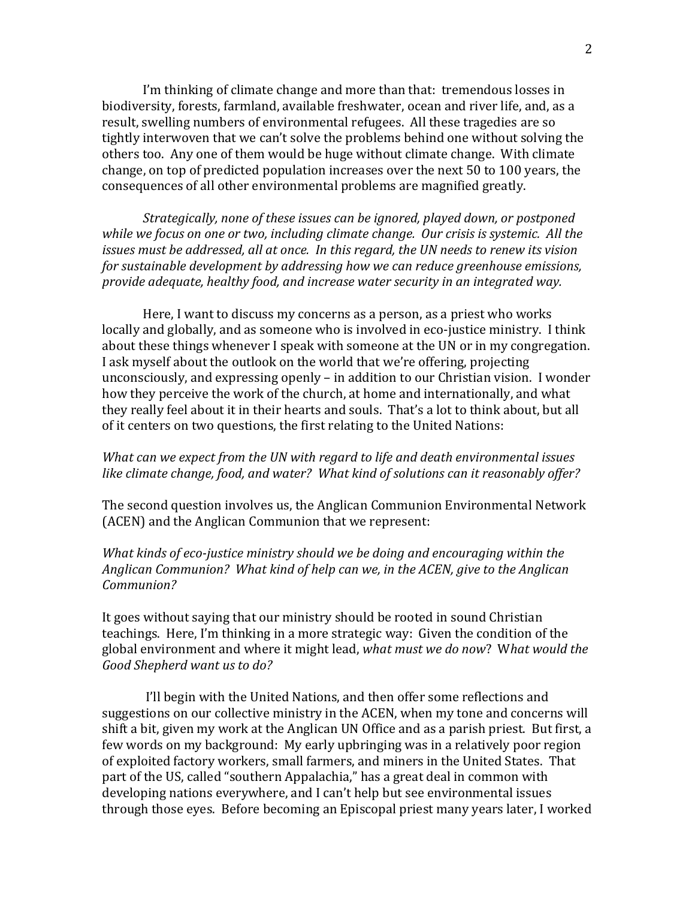I'm thinking of climate change and more than that: tremendous losses in biodiversity, forests, farmland, available freshwater, ocean and river life, and, as a result, swelling numbers of environmental refugees. All these tragedies are so tightly interwoven that we can't solve the problems behind one without solving the others too. Any one of them would be huge without climate change. With climate change, on top of predicted population increases over the next 50 to 100 years, the consequences of all other environmental problems are magnified greatly.

*Strategically, none of these issues can be ignored, played down, or postponed while we focus on one or two, including climate change. Our crisis is systemic. All the issues must be addressed, all at once. In this regard, the UN needs to renew its vision for sustainable development by addressing how we can reduce greenhouse emissions, provide adequate, healthy food, and increase water security in an integrated way.*

Here, I want to discuss my concerns as a person, as a priest who works locally and globally, and as someone who is involved in eco-justice ministry. I think about these things whenever I speak with someone at the UN or in my congregation. I ask myself about the outlook on the world that we're offering, projecting unconsciously, and expressing openly – in addition to our Christian vision. I wonder how they perceive the work of the church, at home and internationally, and what they really feel about it in their hearts and souls. That's a lot to think about, but all of it centers on two questions, the first relating to the United Nations:

*What can we expect from the UN with regard to life and death environmental issues like climate change, food, and water? What kind of solutions can it reasonably offer?*

The second question involves us, the Anglican Communion Environmental Network (ACEN) and the Anglican Communion that we represent:

*What kinds of eco-justice ministry should we be doing and encouraging within the Anglican Communion? What kind of help can we, in the ACEN, give to the Anglican Communion?*

It goes without saying that our ministry should be rooted in sound Christian teachings. Here, I'm thinking in a more strategic way: Given the condition of the global environment and where it might lead, *what must we do now*? W*hat would the Good Shepherd want us to do?*

I'll begin with the United Nations, and then offer some reflections and suggestions on our collective ministry in the ACEN, when my tone and concerns will shift a bit, given my work at the Anglican UN Office and as a parish priest. But first, a few words on my background: My early upbringing was in a relatively poor region of exploited factory workers, small farmers, and miners in the United States. That part of the US, called "southern Appalachia," has a great deal in common with developing nations everywhere, and I can't help but see environmental issues through those eyes. Before becoming an Episcopal priest many years later, I worked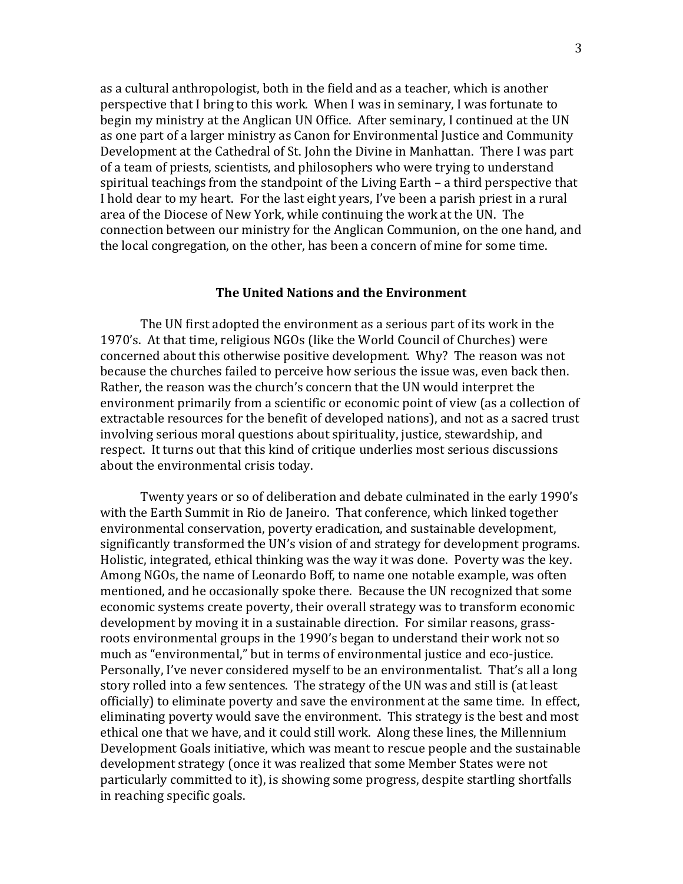as a cultural anthropologist, both in the field and as a teacher, which is another perspective that I bring to this work. When I was in seminary, I was fortunate to begin my ministry at the Anglican UN Office. After seminary, I continued at the UN as one part of a larger ministry as Canon for Environmental Justice and Community Development at the Cathedral of St. John the Divine in Manhattan. There I was part of a team of priests, scientists, and philosophers who were trying to understand spiritual teachings from the standpoint of the Living Earth – a third perspective that I hold dear to my heart. For the last eight years, I've been a parish priest in a rural area of the Diocese of New York, while continuing the work at the UN. The connection between our ministry for the Anglican Communion, on the one hand, and the local congregation, on the other, has been a concern of mine for some time.

## The United Nations and the Environment

The UN first adopted the environment as a serious part of its work in the 1970's. At that time, religious NGOs (like the World Council of Churches) were concerned about this otherwise positive development. Why? The reason was not because the churches failed to perceive how serious the issue was, even back then. Rather, the reason was the church's concern that the UN would interpret the environment primarily from a scientific or economic point of view (as a collection of extractable resources for the benefit of developed nations), and not as a sacred trust involving serious moral questions about spirituality, justice, stewardship, and respect. It turns out that this kind of critique underlies most serious discussions about the environmental crisis today.

Twenty years or so of deliberation and debate culminated in the early 1990's with the Earth Summit in Rio de Janeiro. That conference, which linked together environmental conservation, poverty eradication, and sustainable development, significantly transformed the UN's vision of and strategy for development programs. Holistic, integrated, ethical thinking was the way it was done. Poverty was the key. Among NGOs, the name of Leonardo Boff, to name one notable example, was often mentioned, and he occasionally spoke there. Because the UN recognized that some economic systems create poverty, their overall strategy was to transform economic development by moving it in a sustainable direction. For similar reasons, grass-roots environmental groups in the 1990's began to understand their work not so much as "environmental," but in terms of environmental justice and eco-justice. Personally, I've never considered myself to be an environmentalist. That's all a long story rolled into a few sentences. The strategy of the UN was and still is (at least officially) to eliminate poverty and save the environment at the same time. In effect, eliminating poverty would save the environment. This strategy is the best and most ethical one that we have, and it could still work. Along these lines, the Millennium Development Goals initiative, which was meant to rescue people and the sustainable development strategy (once it was realized that some Member States were not particularly committed to it), is showing some progress, despite startling shortfalls in reaching specific goals.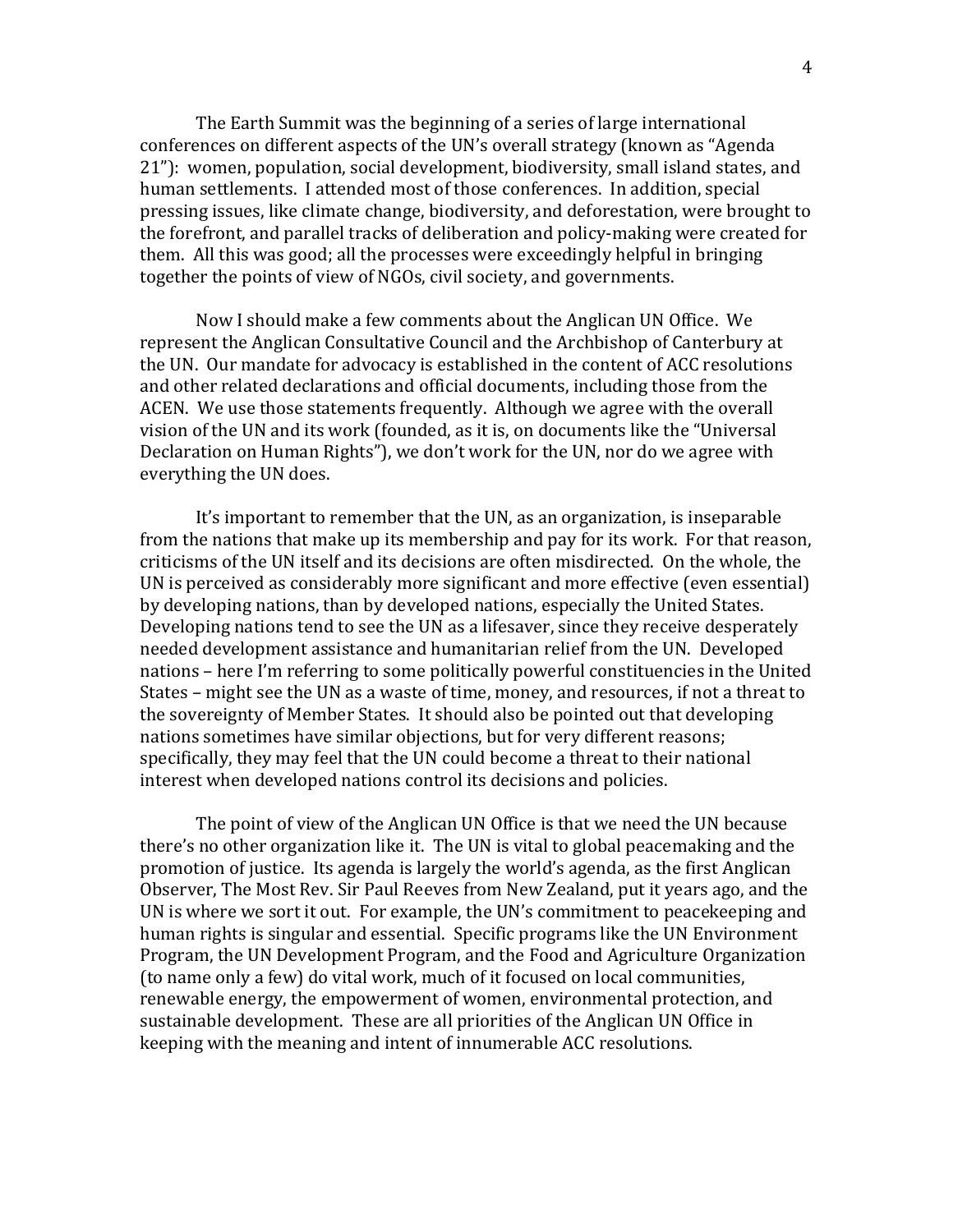The Earth Summit was the beginning of a series of large international conferences on different aspects of the UN's overall strategy (known as "Agenda 21"): women, population, social development, biodiversity, small island states, and human settlements. I attended most of those conferences. In addition, special pressing issues, like climate change, biodiversity, and deforestation, were brought to the forefront, and parallel tracks of deliberation and policy-making were created for them. All this was good; all the processes were exceedingly helpful in bringing together the points of view of NGOs, civil society, and governments.

Now I should make a few comments about the Anglican UN Office. We represent the Anglican Consultative Council and the Archbishop of Canterbury at the UN. Our mandate for advocacy is established in the content of ACC resolutions and other related declarations and official documents, including those from the ACEN. We use those statements frequently. Although we agree with the overall vision of the UN and its work (founded, as it is, on documents like the "Universal Declaration on Human Rights"), we don't work for the UN, nor do we agree with everything the UN does.

It's important to remember that the UN, as an organization, is inseparable from the nations that make up its membership and pay for its work. For that reason, criticisms of the UN itself and its decisions are often misdirected. On the whole, the UN is perceived as considerably more significant and more effective (even essential) by developing nations, than by developed nations, especially the United States. Developing nations tend to see the UN as a lifesaver, since they receive desperately needed development assistance and humanitarian relief from the UN. Developed nations – here I'm referring to some politically powerful constituencies in the United States – might see the UN as a waste of time, money, and resources, if not a threat to the sovereignty of Member States. It should also be pointed out that developing nations sometimes have similar objections, but for very different reasons; specifically, they may feel that the UN could become a threat to their national interest when developed nations control its decisions and policies.

The point of view of the Anglican UN Office is that we need the UN because there's no other organization like it. The UN is vital to global peacemaking and the promotion of justice. Its agenda is largely the world's agenda, as the first Anglican Observer, The Most Rev. Sir Paul Reeves from New Zealand, put it years ago, and the UN is where we sort it out. For example, the UN's commitment to peacekeeping and human rights is singular and essential. Specific programs like the UN Environment Program, the UN Development Program, and the Food and Agriculture Organization (to name only a few) do vital work, much of it focused on local communities, renewable energy, the empowerment of women, environmental protection, and sustainable development. These are all priorities of the Anglican UN Office in keeping with the meaning and intent of innumerable ACC resolutions.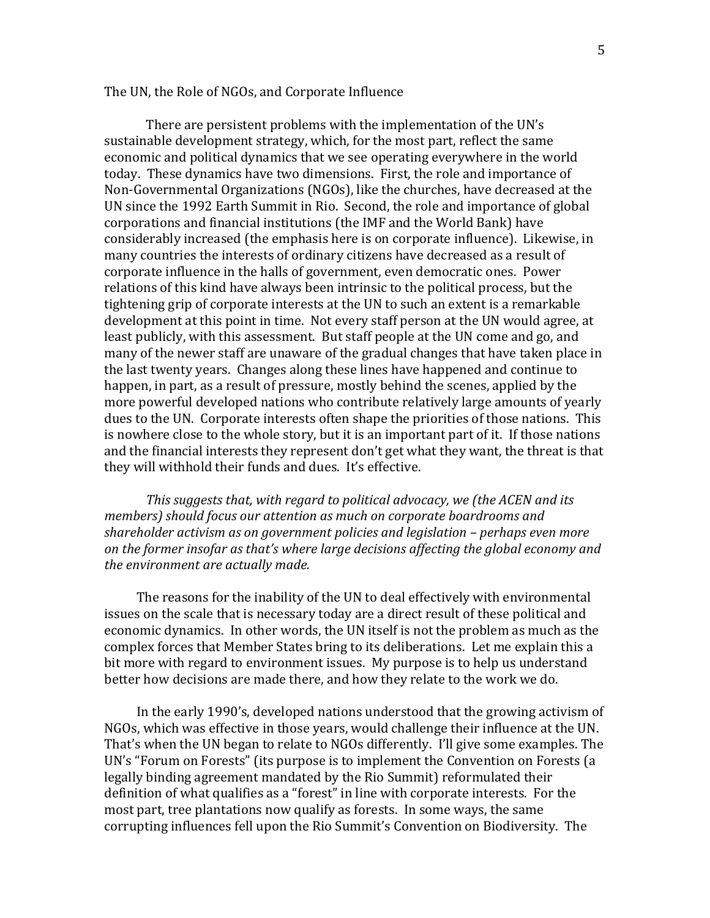## The UN, the Role of NGOs, and Corporate Influence

There are persistent problems with the implementation of the UN's sustainable development strategy, which, for the most part, reflect the same economic and political dynamics that we see operating everywhere in the world today. These dynamics have two dimensions. First, the role and importance of Non-Governmental Organizations (NGOs), like the churches, have decreased at the UN since the 1992 Earth Summit in Rio. Second, the role and importance of global corporations and financial institutions (the IMF and the World Bank) have considerably increased (the emphasis here is on corporate influence). Likewise, in many countries the interests of ordinary citizens have decreased as a result of corporate influence in the halls of government, even democratic ones. Power relations of this kind have always been intrinsic to the political process, but the tightening grip of corporate interests at the UN to such an extent is a remarkable development at this point in time. Not every staff person at the UN would agree, at least publicly, with this assessment. But staff people at the UN come and go, and many of the newer staff are unaware of the gradual changes that have taken place in the last twenty years. Changes along these lines have happened and continue to happen, in part, as a result of pressure, mostly behind the scenes, applied by the more powerful developed nations who contribute relatively large amounts of yearly dues to the UN. Corporate interests often shape the priorities of those nations. This is nowhere close to the whole story, but it is an important part of it. If those nations and the financial interests they represent don't get what they want, the threat is that they will withhold their funds and dues. It's effective.

*This suggests that, with regard to political advocacy, we (the ACEN and its members) should focus our attention as much on corporate boardrooms and shareholder activism as on government policies and legislation – perhaps even more on the former insofar as that's where large decisions affecting the global economy and the environment are actually made.*

The reasons for the inability of the UN to deal effectively with environmental issues on the scale that is necessary today are a direct result of these political and economic dynamics. In other words, the UN itself is not the problem as much as the complex forces that Member States bring to its deliberations. Let me explain this a bit more with regard to environment issues. My purpose is to help us understand better how decisions are made there, and how they relate to the work we do.

In the early 1990's, developed nations understood that the growing activism of NGOs, which was effective in those years, would challenge their influence at the UN. That's when the UN began to relate to NGOs differently. I'll give some examples. The UN's "Forum on Forests" (its purpose is to implement the Convention on Forests (a legally binding agreement mandated by the Rio Summit) reformulated their definition of what qualifies as a "forest" in line with corporate interests. For the most part, tree plantations now qualify as forests. In some ways, the same corrupting influences fell upon the Rio Summit's Convention on Biodiversity. The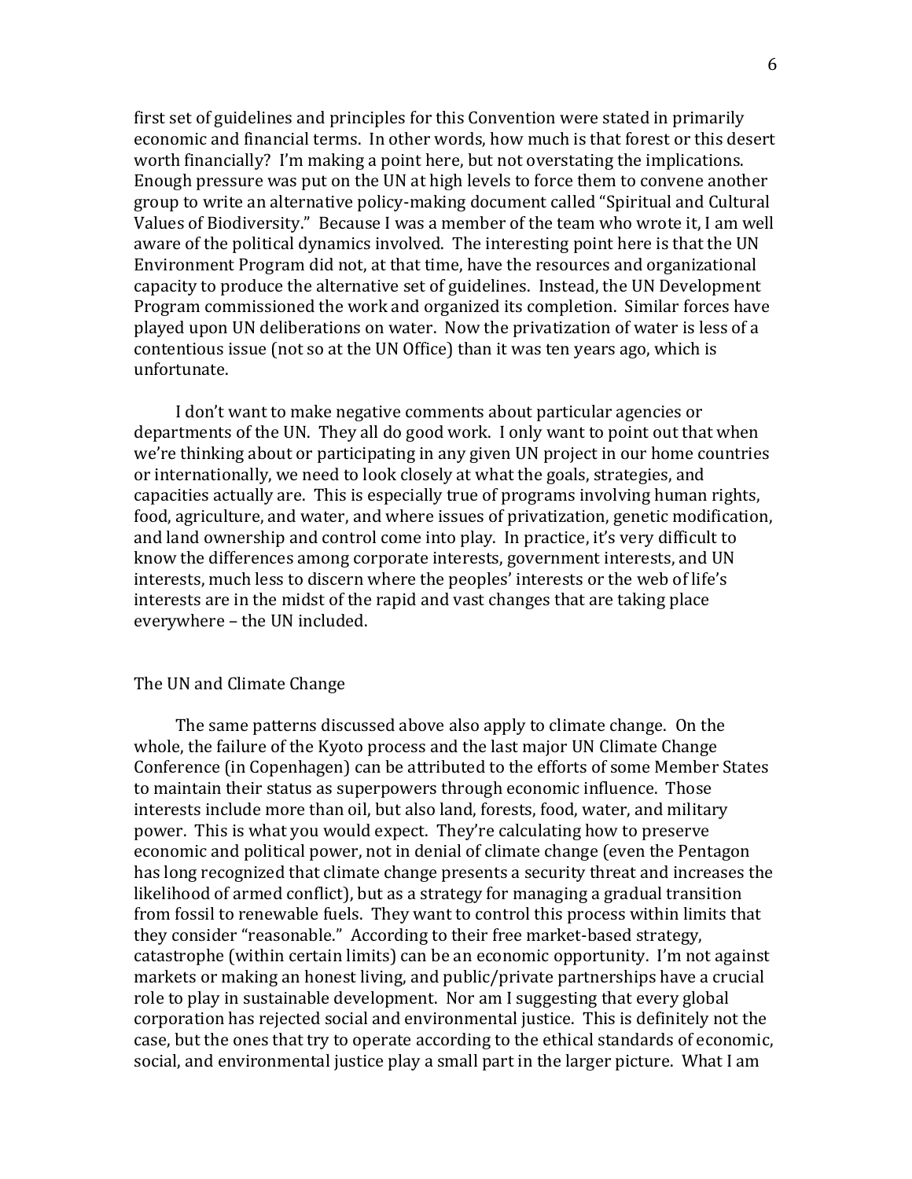first set of guidelines and principles for this Convention were stated in primarily economic and financial terms. In other words, how much is that forest or this desert worth financially? I'm making a point here, but not overstating the implications. Enough pressure was put on the UN at high levels to force them to convene another group to write an alternative policy-making document called "Spiritual and Cultural Values of Biodiversity." Because I was a member of the team who wrote it, I am well aware of the political dynamics involved. The interesting point here is that the UN Environment Program did not, at that time, have the resources and organizational capacity to produce the alternative set of guidelines. Instead, the UN Development Program commissioned the work and organized its completion. Similar forces have played upon UN deliberations on water. Now the privatization of water is less of a contentious issue (not so at the UN Office) than it was ten years ago, which is unfortunate.

I don't want to make negative comments about particular agencies or departments of the UN. They all do good work. I only want to point out that when we're thinking about or participating in any given UN project in our home countries or internationally, we need to look closely at what the goals, strategies, and capacities actually are. This is especially true of programs involving human rights, food, agriculture, and water, and where issues of privatization, genetic modification, and land ownership and control come into play. In practice, it's very difficult to know the differences among corporate interests, government interests, and UN interests, much less to discern where the peoples' interests or the web of life's interests are in the midst of the rapid and vast changes that are taking place everywhere – the UN included.

## The UN and Climate Change

The same patterns discussed above also apply to climate change. On the whole, the failure of the Kyoto process and the last major UN Climate Change Conference (in Copenhagen) can be attributed to the efforts of some Member States to maintain their status as superpowers through economic influence. Those interests include more than oil, but also land, forests, food, water, and military power. This is what you would expect. They're calculating how to preserve economic and political power, not in denial of climate change (even the Pentagon has long recognized that climate change presents a security threat and increases the likelihood of armed conflict), but as a strategy for managing a gradual transition from fossil to renewable fuels. They want to control this process within limits that they consider "reasonable." According to their free market-based strategy, catastrophe (within certain limits) can be an economic opportunity. I'm not against markets or making an honest living, and public/private partnerships have a crucial role to play in sustainable development. Nor am I suggesting that every global corporation has rejected social and environmental justice. This is definitely not the case, but the ones that try to operate according to the ethical standards of economic, social, and environmental justice play a small part in the larger picture. What I am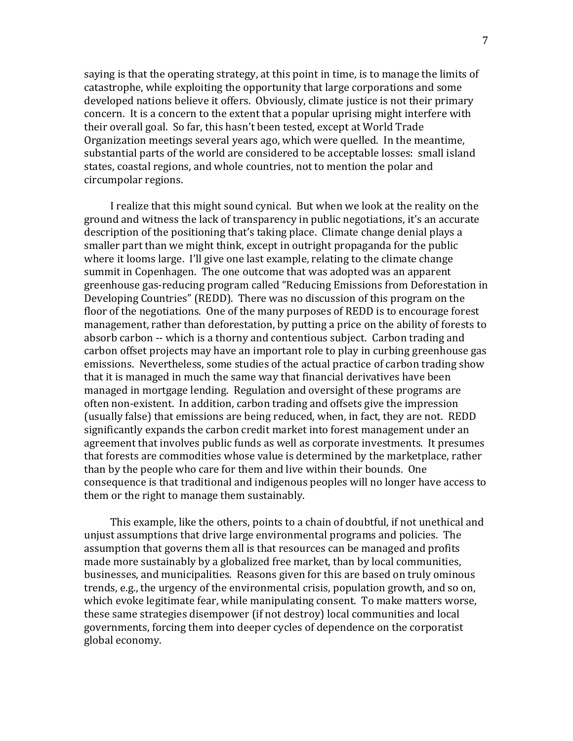saying is that the operating strategy, at this point in time, is to manage the limits of catastrophe, while exploiting the opportunity that large corporations and some developed nations believe it offers. Obviously, climate justice is not their primary concern. It is a concern to the extent that a popular uprising might interfere with their overall goal. So far, this hasn't been tested, except at World Trade Organization meetings several years ago, which were quelled. In the meantime, substantial parts of the world are considered to be acceptable losses: small island states, coastal regions, and whole countries, not to mention the polar and circumpolar regions.

I realize that this might sound cynical. But when we look at the reality on the ground and witness the lack of transparency in public negotiations, it's an accurate description of the positioning that's taking place. Climate change denial plays a smaller part than we might think, except in outright propaganda for the public where it looms large. I'll give one last example, relating to the climate change summit in Copenhagen. The one outcome that was adopted was an apparent greenhouse gas-reducing program called "Reducing Emissions from Deforestation in Developing Countries" (REDD). There was no discussion of this program on the floor of the negotiations. One of the many purposes of REDD is to encourage forest management, rather than deforestation, by putting a price on the ability of forests to absorb carbon -- which is a thorny and contentious subject. Carbon trading and carbon offset projects may have an important role to play in curbing greenhouse gas emissions. Nevertheless, some studies of the actual practice of carbon trading show that it is managed in much the same way that financial derivatives have been managed in mortgage lending. Regulation and oversight of these programs are often non-existent. In addition, carbon trading and offsets give the impression (usually false) that emissions are being reduced, when, in fact, they are not. REDD significantly expands the carbon credit market into forest management under an agreement that involves public funds as well as corporate investments. It presumes that forests are commodities whose value is determined by the marketplace, rather than by the people who care for them and live within their bounds. One consequence is that traditional and indigenous peoples will no longer have access to them or the right to manage them sustainably.

This example, like the others, points to a chain of doubtful, if not unethical and unjust assumptions that drive large environmental programs and policies. The assumption that governs them all is that resources can be managed and profits made more sustainably by a globalized free market, than by local communities, businesses, and municipalities. Reasons given for this are based on truly ominous trends, e.g., the urgency of the environmental crisis, population growth, and so on, which evoke legitimate fear, while manipulating consent. To make matters worse, these same strategies disempower (if not destroy) local communities and local governments, forcing them into deeper cycles of dependence on the corporatist global economy.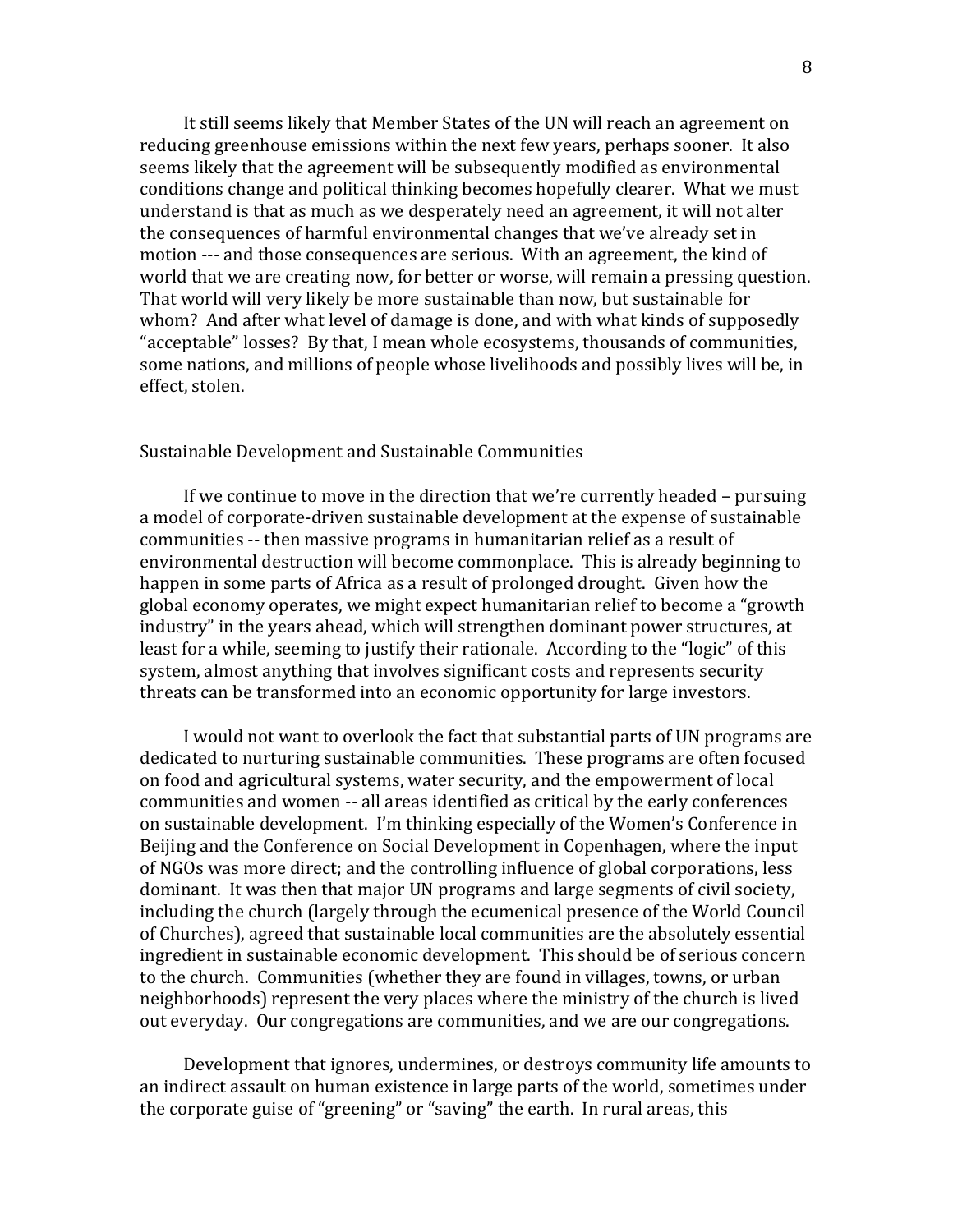It still seems likely that Member States of the UN will reach an agreement on reducing greenhouse emissions within the next few years, perhaps sooner. It also seems likely that the agreement will be subsequently modified as environmental conditions change and political thinking becomes hopefully clearer. What we must understand is that as much as we desperately need an agreement, it will not alter the consequences of harmful environmental changes that we've already set in motion --- and those consequences are serious. With an agreement, the kind of world that we are creating now, for better or worse, will remain a pressing question. That world will very likely be more sustainable than now, but sustainable for whom? And after what level of damage is done, and with what kinds of supposedly "acceptable" losses? By that, I mean whole ecosystems, thousands of communities, some nations, and millions of people whose livelihoods and possibly lives will be, in effect, stolen.

## Sustainable Development and Sustainable Communities

If we continue to move in the direction that we're currently headed – pursuing a model of corporate-driven sustainable development at the expense of sustainable communities -- then massive programs in humanitarian relief as a result of environmental destruction will become commonplace. This is already beginning to happen in some parts of Africa as a result of prolonged drought. Given how the global economy operates, we might expect humanitarian relief to become a "growth industry" in the years ahead, which will strengthen dominant power structures, at least for a while, seeming to justify their rationale. According to the "logic" of this system, almost anything that involves significant costs and represents security threats can be transformed into an economic opportunity for large investors.

I would not want to overlook the fact that substantial parts of UN programs are dedicated to nurturing sustainable communities. These programs are often focused on food and agricultural systems, water security, and the empowerment of local communities and women -- all areas identified as critical by the early conferences on sustainable development. I'm thinking especially of the Women's Conference in Beijing and the Conference on Social Development in Copenhagen, where the input of NGOs was more direct; and the controlling influence of global corporations, less dominant. It was then that major UN programs and large segments of civil society, including the church (largely through the ecumenical presence of the World Council of Churches), agreed that sustainable local communities are the absolutely essential ingredient in sustainable economic development. This should be of serious concern to the church. Communities (whether they are found in villages, towns, or urban neighborhoods) represent the very places where the ministry of the church is lived out everyday. Our congregations are communities, and we are our congregations.

Development that ignores, undermines, or destroys community life amounts to an indirect assault on human existence in large parts of the world, sometimes under the corporate guise of "greening" or "saving" the earth. In rural areas, this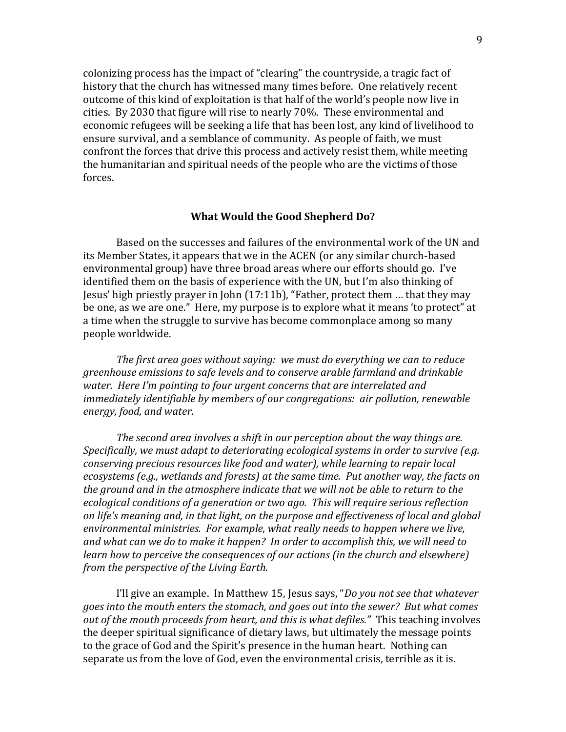colonizing process has the impact of "clearing" the countryside, a tragic fact of history that the church has witnessed many times before. One relatively recent outcome of this kind of exploitation is that half of the world's people now live in cities. By 2030 that figure will rise to nearly 70%. These environmental and economic refugees will be seeking a life that has been lost, any kind of livelihood to ensure survival, and a semblance of community. As people of faith, we must confront the forces that drive this process and actively resist them, while meeting the humanitarian and spiritual needs of the people who are the victims of those forces.

## What Would the Good Shepherd Do?

Based on the successes and failures of the environmental work of the UN and its Member States, it appears that we in the ACEN (or any similar church-based environmental group) have three broad areas where our efforts should go. I've identified them on the basis of experience with the UN, but I'm also thinking of Jesus' high priestly prayer in John (17:11b), "Father, protect them … that they may be one, as we are one." Here, my purpose is to explore what it means 'to protect" at a time when the struggle to survive has become commonplace among so many people worldwide.

*The first area goes without saying: we must do everything we can to reduce greenhouse emissions to safe levels and to conserve arable farmland and drinkable water. Here I'm pointing to four urgent concerns that are interrelated and immediately identifiable by members of our congregations: air pollution, renewable energy, food, and water.*

*The second area involves a shift in our perception about the way things are. Specifically, we must adapt to deteriorating ecological systems in order to survive (e.g. conserving precious resources like food and water), while learning to repair local ecosystems (e.g., wetlands and forests) at the same time. Put another way, the facts on the ground and in the atmosphere indicate that we will not be able to return to the ecological conditions of a generation or two ago. This will require serious reflection on life's meaning and, in that light, on the purpose and effectiveness of local and global environmental ministries. For example, what really needs to happen where we live, and what can we do to make it happen? In order to accomplish this, we will need to learn how to perceive the consequences of our actions (in the church and elsewhere) from the perspective of the Living Earth.*

I'll give an example. In Matthew 15, Jesus says, "*Do you not see that whatever goes into the mouth enters the stomach, and goes out into the sewer? But what comes out of the mouth proceeds from heart, and this is what defiles.*" This teaching involves the deeper spiritual significance of dietary laws, but ultimately the message points to the grace of God and the Spirit's presence in the human heart. Nothing can separate us from the love of God, even the environmental crisis, terrible as it is.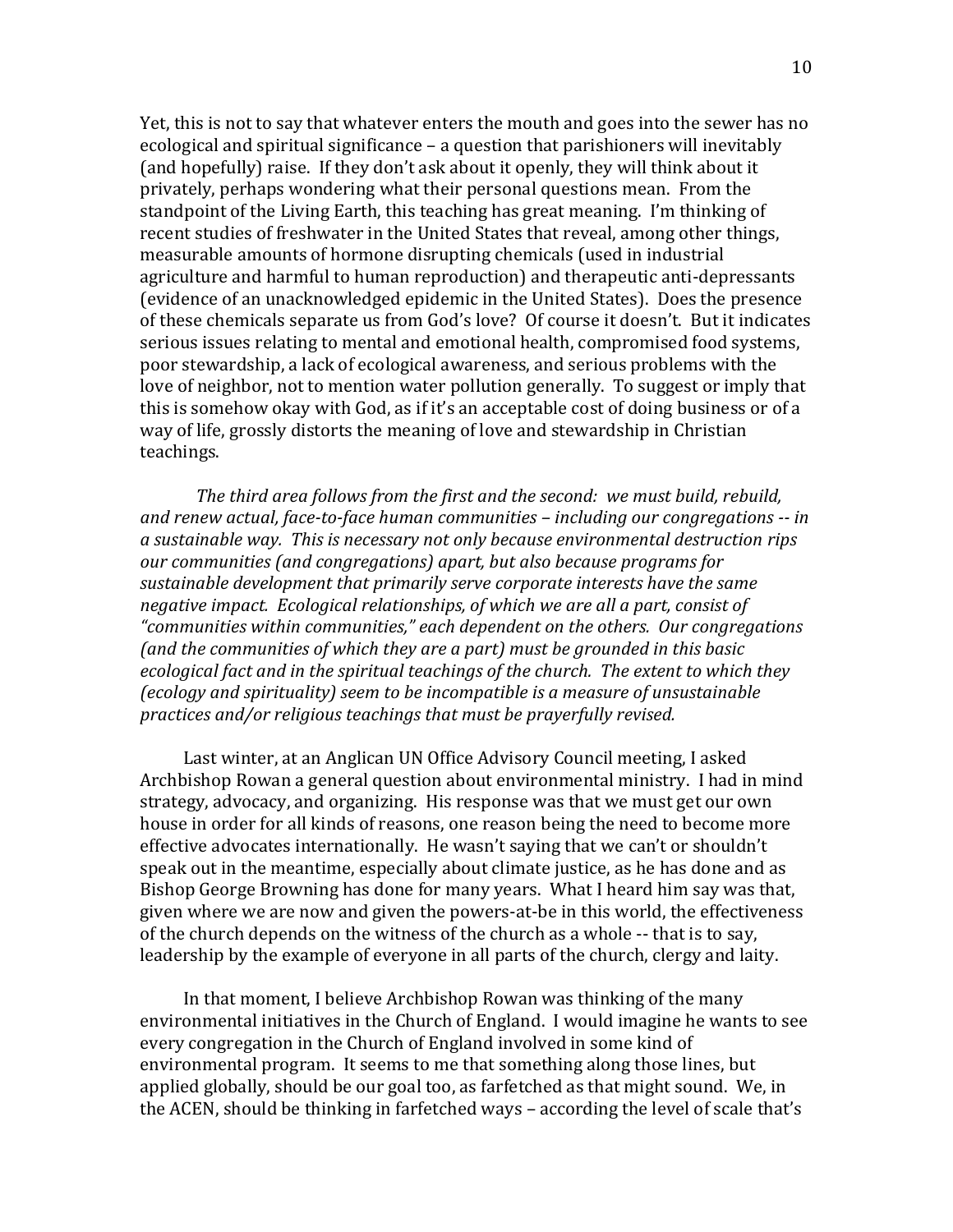Yet, this is not to say that whatever enters the mouth and goes into the sewer has no ecological and spiritual significance – a question that parishioners will inevitably (and hopefully) raise. If they don't ask about it openly, they will think about it privately, perhaps wondering what their personal questions mean. From the standpoint of the Living Earth, this teaching has great meaning. I'm thinking of recent studies of freshwater in the United States that reveal, among other things, measurable amounts of hormone disrupting chemicals (used in industrial agriculture and harmful to human reproduction) and therapeutic anti-depressants (evidence of an unacknowledged epidemic in the United States). Does the presence of these chemicals separate us from God's love? Of course it doesn't. But it indicates serious issues relating to mental and emotional health, compromised food systems, poor stewardship, a lack of ecological awareness, and serious problems with the love of neighbor, not to mention water pollution generally. To suggest or imply that this is somehow okay with God, as if it's an acceptable cost of doing business or of a way of life, grossly distorts the meaning of love and stewardship in Christian teachings.

*The third area follows from the first and the second: we must build, rebuild, and renew actual, face-to-face human communities – including our congregations -- in a sustainable way. This is necessary not only because environmental destruction rips our communities (and congregations) apart, but also because programs for sustainable development that primarily serve corporate interests have the same negative impact. Ecological relationships, of which we are all a part, consist of "communities within communities," each dependent on the others. Our congregations (and the communities of which they are a part) must be grounded in this basic ecological fact and in the spiritual teachings of the church. The extent to which they (ecology and spirituality) seem to be incompatible is a measure of unsustainable practices and/or religious teachings that must be prayerfully revised.*

Last winter, at an Anglican UN Office Advisory Council meeting, I asked Archbishop Rowan a general question about environmental ministry. I had in mind strategy, advocacy, and organizing. His response was that we must get our own house in order for all kinds of reasons, one reason being the need to become more effective advocates internationally. He wasn't saying that we can't or shouldn't speak out in the meantime, especially about climate justice, as he has done and as Bishop George Browning has done for many years. What I heard him say was that, given where we are now and given the powers-at-be in this world, the effectiveness of the church depends on the witness of the church as a whole -- that is to say, leadership by the example of everyone in all parts of the church, clergy and laity.

In that moment, I believe Archbishop Rowan was thinking of the many environmental initiatives in the Church of England. I would imagine he wants to see every congregation in the Church of England involved in some kind of environmental program. It seems to me that something along those lines, but applied globally, should be our goal too, as farfetched as that might sound. We, in the ACEN, should be thinking in farfetched ways – according the level of scale that's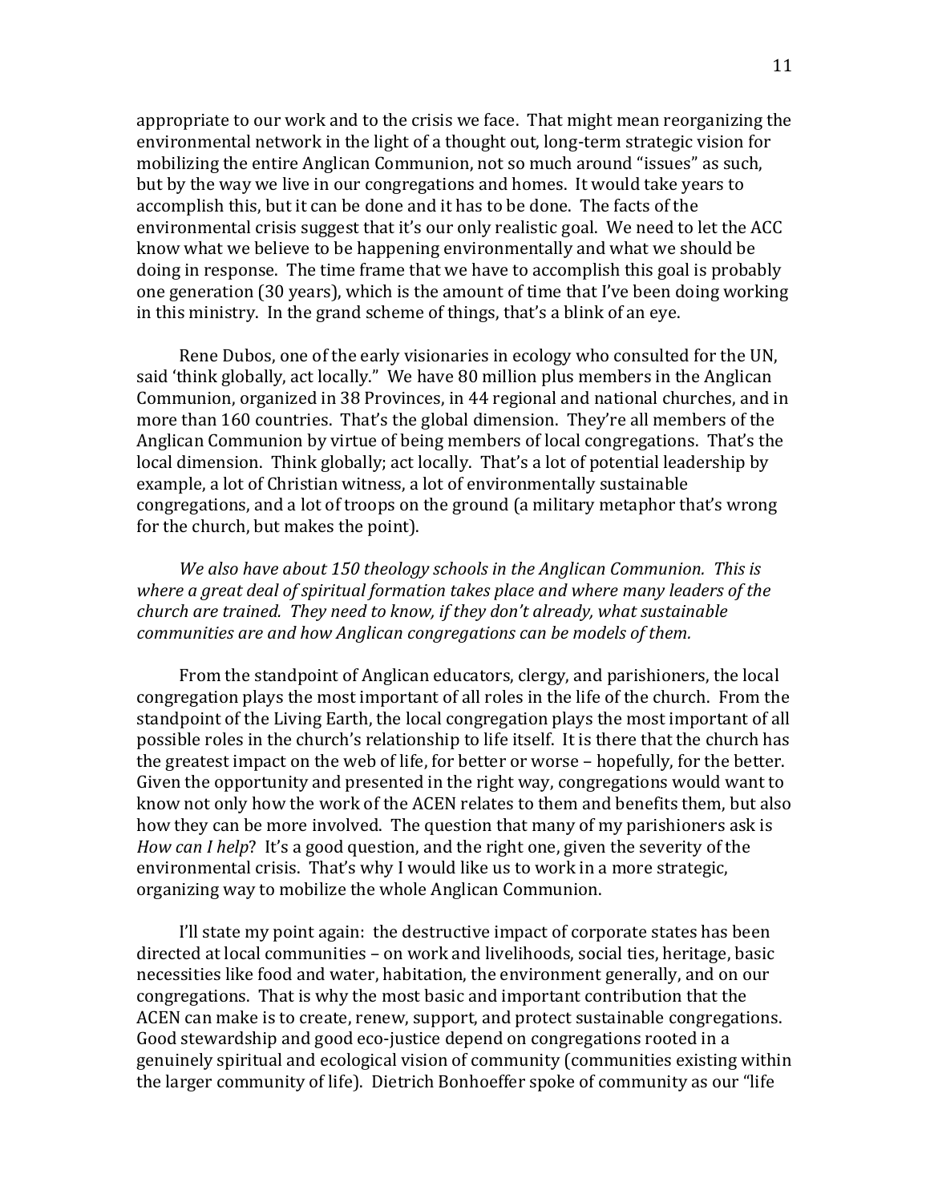appropriate to our work and to the crisis we face. That might mean reorganizing the environmental network in the light of a thought out, long-term strategic vision for mobilizing the entire Anglican Communion, not so much around "issues" as such, but by the way we live in our congregations and homes. It would take years to accomplish this, but it can be done and it has to be done. The facts of the environmental crisis suggest that it's our only realistic goal. We need to let the ACC know what we believe to be happening environmentally and what we should be doing in response. The time frame that we have to accomplish this goal is probably one generation (30 years), which is the amount of time that I've been doing working in this ministry. In the grand scheme of things, that's a blink of an eye.

Rene Dubos, one of the early visionaries in ecology who consulted for the UN, said 'think globally, act locally." We have 80 million plus members in the Anglican Communion, organized in 38 Provinces, in 44 regional and national churches, and in more than 160 countries. That's the global dimension. They're all members of the Anglican Communion by virtue of being members of local congregations. That's the local dimension. Think globally; act locally. That's a lot of potential leadership by example, a lot of Christian witness, a lot of environmentally sustainable congregations, and a lot of troops on the ground (a military metaphor that's wrong for the church, but makes the point).

*We also have about 150 theology schools in the Anglican Communion. This is where a great deal of spiritual formation takes place and where many leaders of the church are trained. They need to know, if they don't already, what sustainable communities are and how Anglican congregations can be models of them.*

From the standpoint of Anglican educators, clergy, and parishioners, the local congregation plays the most important of all roles in the life of the church. From the standpoint of the Living Earth, the local congregation plays the most important of all possible roles in the church's relationship to life itself. It is there that the church has the greatest impact on the web of life, for better or worse – hopefully, for the better. Given the opportunity and presented in the right way, congregations would want to know not only how the work of the ACEN relates to them and benefits them, but also how they can be more involved. The question that many of my parishioners ask is *How can I help*? It's a good question, and the right one, given the severity of the environmental crisis. That's why I would like us to work in a more strategic, organizing way to mobilize the whole Anglican Communion.

I'll state my point again: the destructive impact of corporate states has been directed at local communities – on work and livelihoods, social ties, heritage, basic necessities like food and water, habitation, the environment generally, and on our congregations. That is why the most basic and important contribution that the ACEN can make is to create, renew, support, and protect sustainable congregations. Good stewardship and good eco-justice depend on congregations rooted in a genuinely spiritual and ecological vision of community (communities existing within the larger community of life). Dietrich Bonhoeffer spoke of community as our "life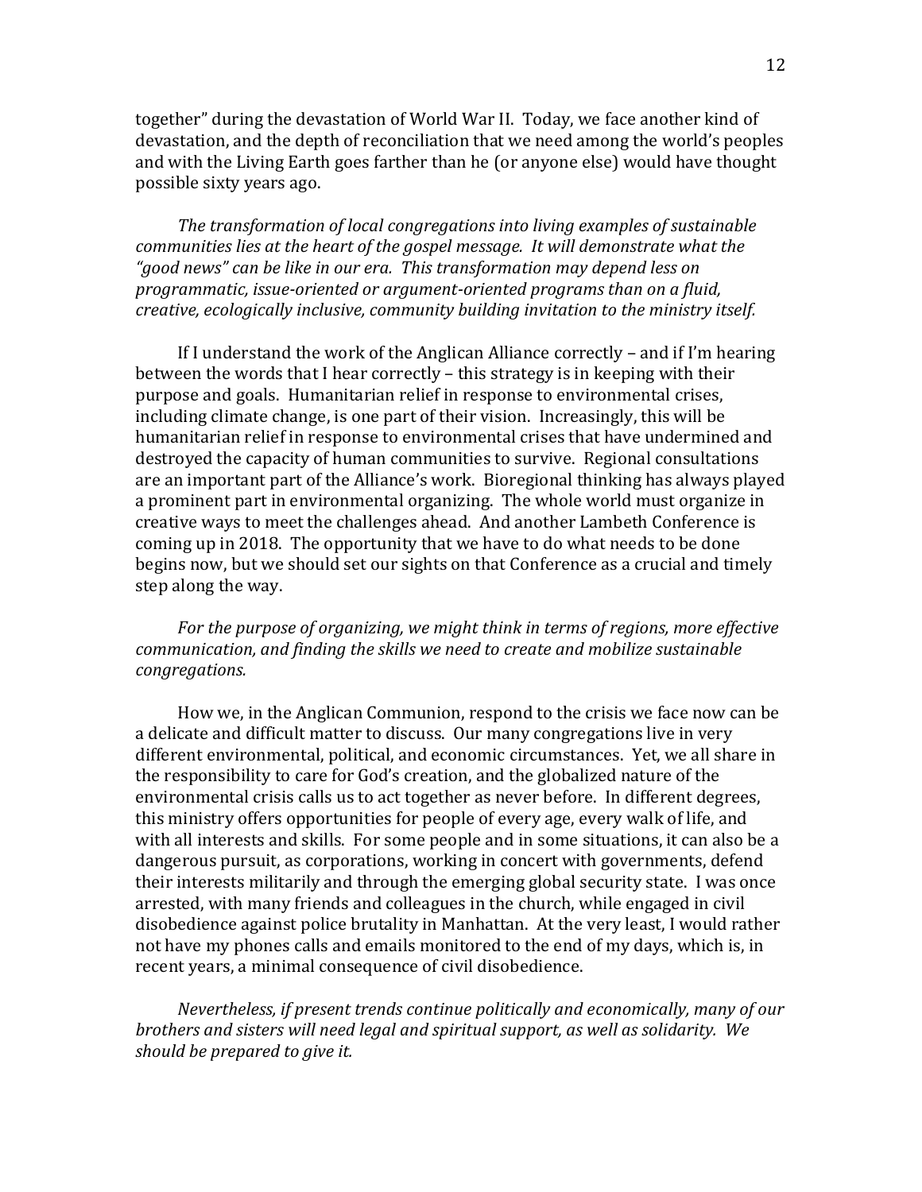together" during the devastation of World War II. Today, we face another kind of devastation, and the depth of reconciliation that we need among the world's peoples and with the Living Earth goes farther than he (or anyone else) would have thought possible sixty years ago.

*The transformation of local congregations into living examples of sustainable communities lies at the heart of the gospel message. It will demonstrate what the "good news" can be like in our era. This transformation may depend less on programmatic, issue-oriented or argument-oriented programs than on a fluid, creative, ecologically inclusive, community building invitation to the ministry itself.*

If I understand the work of the Anglican Alliance correctly – and if I'm hearing between the words that I hear correctly – this strategy is in keeping with their purpose and goals. Humanitarian relief in response to environmental crises, including climate change, is one part of their vision. Increasingly, this will be humanitarian relief in response to environmental crises that have undermined and destroyed the capacity of human communities to survive. Regional consultations are an important part of the Alliance's work. Bioregional thinking has always played a prominent part in environmental organizing. The whole world must organize in creative ways to meet the challenges ahead. And another Lambeth Conference is coming up in 2018. The opportunity that we have to do what needs to be done begins now, but we should set our sights on that Conference as a crucial and timely step along the way.

*For the purpose of organizing, we might think in terms of regions, more effective communication, and finding the skills we need to create and mobilize sustainable congregations.*

How we, in the Anglican Communion, respond to the crisis we face now can be a delicate and difficult matter to discuss. Our many congregations live in very different environmental, political, and economic circumstances. Yet, we all share in the responsibility to care for God's creation, and the globalized nature of the environmental crisis calls us to act together as never before. In different degrees, this ministry offers opportunities for people of every age, every walk of life, and with all interests and skills. For some people and in some situations, it can also be a dangerous pursuit, as corporations, working in concert with governments, defend their interests militarily and through the emerging global security state. I was once arrested, with many friends and colleagues in the church, while engaged in civil disobedience against police brutality in Manhattan. At the very least, I would rather not have my phones calls and emails monitored to the end of my days, which is, in recent years, a minimal consequence of civil disobedience.

*Nevertheless, if present trends continue politically and economically, many of our brothers and sisters will need legal and spiritual support, as well as solidarity. We should be prepared to give it.*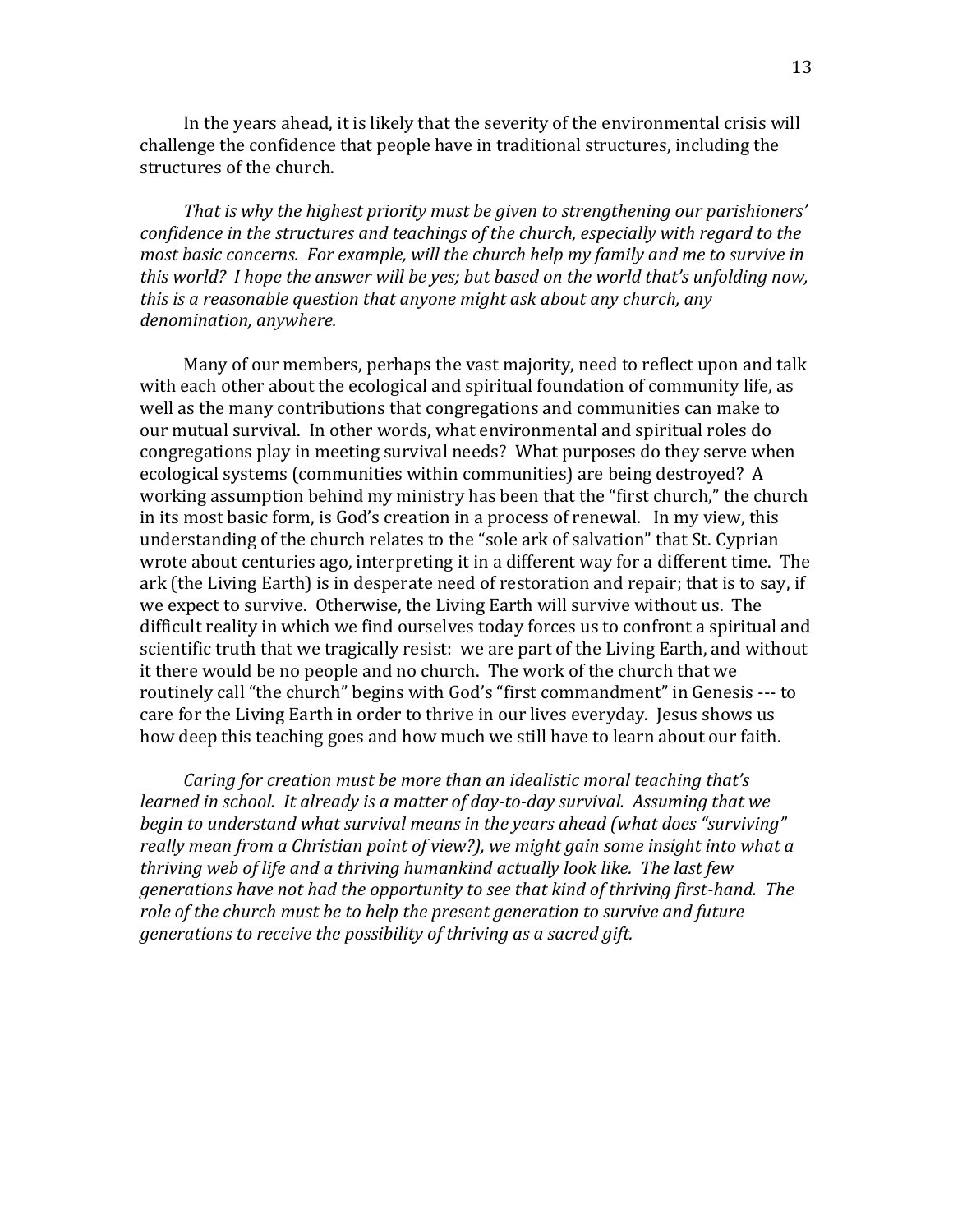In the years ahead, it is likely that the severity of the environmental crisis will challenge the confidence that people have in traditional structures, including the structures of the church.

*That is why the highest priority must be given to strengthening our parishioners' confidence in the structures and teachings of the church, especially with regard to the most basic concerns. For example, will the church help my family and me to survive in this world? I hope the answer will be yes; but based on the world that's unfolding now, this is a reasonable question that anyone might ask about any church, any denomination, anywhere.*

Many of our members, perhaps the vast majority, need to reflect upon and talk with each other about the ecological and spiritual foundation of community life, as well as the many contributions that congregations and communities can make to our mutual survival. In other words, what environmental and spiritual roles do congregations play in meeting survival needs? What purposes do they serve when ecological systems (communities within communities) are being destroyed? A working assumption behind my ministry has been that the "first church," the church in its most basic form, is God's creation in a process of renewal. In my view, this understanding of the church relates to the "sole ark of salvation" that St. Cyprian wrote about centuries ago, interpreting it in a different way for a different time. The ark (the Living Earth) is in desperate need of restoration and repair; that is to say, if we expect to survive. Otherwise, the Living Earth will survive without us. The difficult reality in which we find ourselves today forces us to confront a spiritual and scientific truth that we tragically resist: we are part of the Living Earth, and without it there would be no people and no church. The work of the church that we routinely call "the church" begins with God's "first commandment" in Genesis --- to care for the Living Earth in order to thrive in our lives everyday. Jesus shows us how deep this teaching goes and how much we still have to learn about our faith.

*Caring for creation must be more than an idealistic moral teaching that's learned in school. It already is a matter of day-to-day survival. Assuming that we begin to understand what survival means in the years ahead (what does "surviving" really mean from a Christian point of view?), we might gain some insight into what a thriving web of life and a thriving humankind actually look like. The last few generations have not had the opportunity to see that kind of thriving first-hand. The role of the church must be to help the present generation to survive and future generations to receive the possibility of thriving as a sacred gift.*